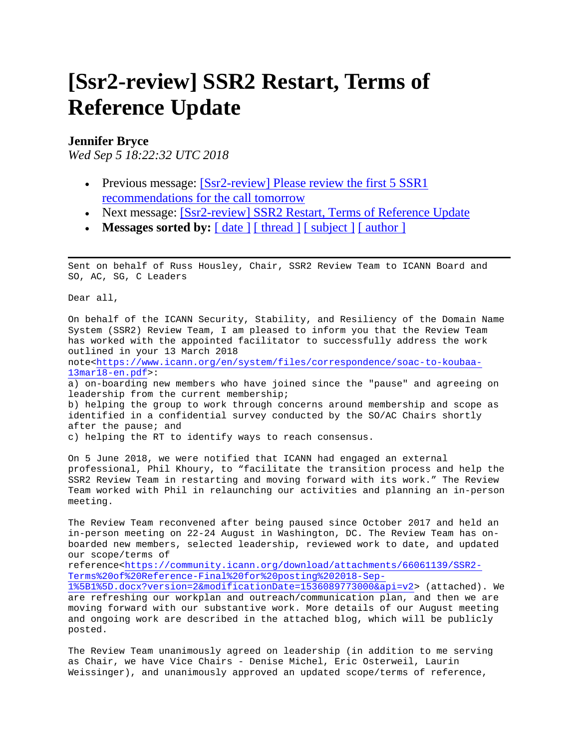# [Ssr2-review] SSR2 Restart, Terms of Reference Update

**Jennifer Bryce**
*Wed Sep 5 18:22:32 UTC 2018*

- Previous message: [Ssr2-review] Please review the first 5 SSR1 recommendations for the call tomorrow
- Next message: [Ssr2-review] SSR2 Restart, Terms of Reference Update
- **Messages sorted by:** [ date ] [ thread ] [ subject ] [ author ]

---

Sent on behalf of Russ Housley, Chair, SSR2 Review Team to ICANN Board and SO, AC, SG, C Leaders

Dear all,

On behalf of the ICANN Security, Stability, and Resiliency of the Domain Name System (SSR2) Review Team, I am pleased to inform you that the Review Team has worked with the appointed facilitator to successfully address the work outlined in your 13 March 2018 note<https://www.icann.org/en/system/files/correspondence/soac-to-koubaa-13mar18-en.pdf>:
a) on-boarding new members who have joined since the "pause" and agreeing on leadership from the current membership;
b) helping the group to work through concerns around membership and scope as identified in a confidential survey conducted by the SO/AC Chairs shortly after the pause; and
c) helping the RT to identify ways to reach consensus.

On 5 June 2018, we were notified that ICANN had engaged an external professional, Phil Khoury, to “facilitate the transition process and help the SSR2 Review Team in restarting and moving forward with its work.” The Review Team worked with Phil in relaunching our activities and planning an in-person meeting.

The Review Team reconvened after being paused since October 2017 and held an in-person meeting on 22-24 August in Washington, DC. The Review Team has on-boarded new members, selected leadership, reviewed work to date, and updated our scope/terms of reference<https://community.icann.org/download/attachments/66061139/SSR2-Terms%20of%20Reference-Final%20for%20posting%202018-Sep-1%5B1%5D.docx?version=2&modificationDate=1536089773000&api=v2> (attached). We are refreshing our workplan and outreach/communication plan, and then we are moving forward with our substantive work. More details of our August meeting and ongoing work are described in the attached blog, which will be publicly posted.

The Review Team unanimously agreed on leadership (in addition to me serving as Chair, we have Vice Chairs - Denise Michel, Eric Osterweil, Laurin Weissinger), and unanimously approved an updated scope/terms of reference,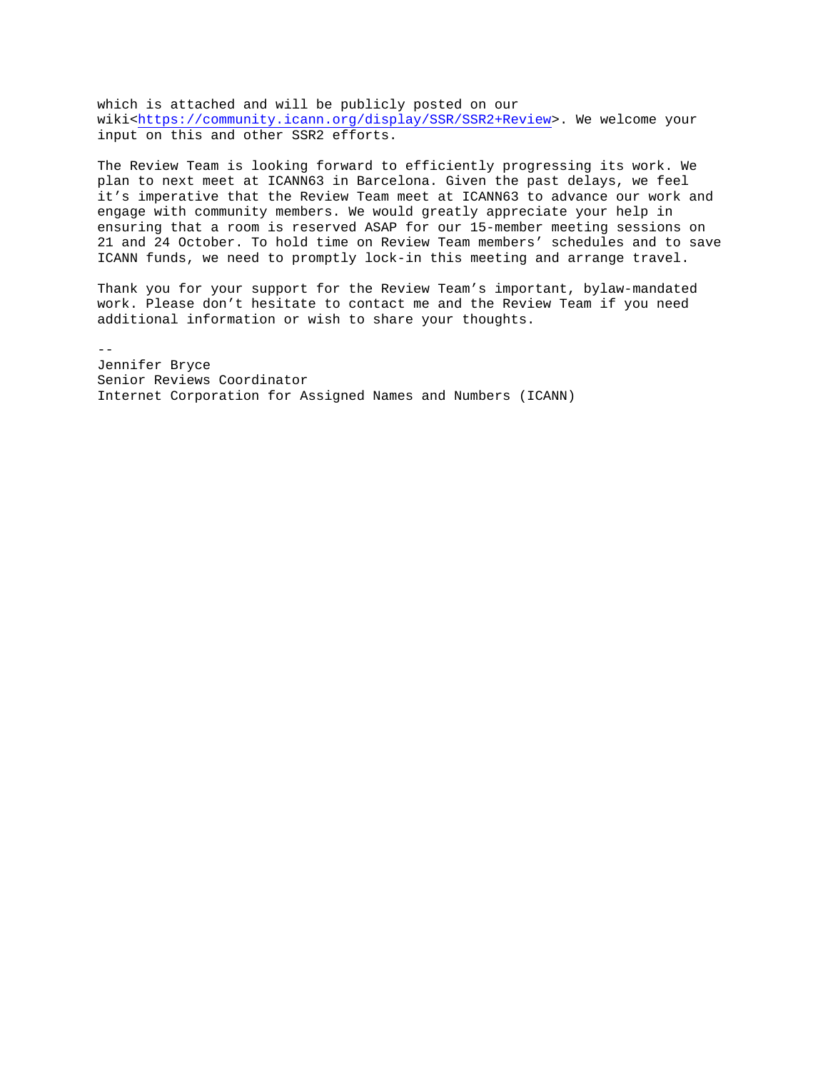which is attached and will be publicly posted on our wiki<https://community.icann.org/display/SSR/SSR2+Review>. We welcome your input on this and other SSR2 efforts.

The Review Team is looking forward to efficiently progressing its work. We plan to next meet at ICANN63 in Barcelona. Given the past delays, we feel it's imperative that the Review Team meet at ICANN63 to advance our work and engage with community members. We would greatly appreciate your help in ensuring that a room is reserved ASAP for our 15-member meeting sessions on 21 and 24 October. To hold time on Review Team members' schedules and to save ICANN funds, we need to promptly lock-in this meeting and arrange travel.

Thank you for your support for the Review Team's important, bylaw-mandated work. Please don't hesitate to contact me and the Review Team if you need additional information or wish to share your thoughts.

--
Jennifer Bryce
Senior Reviews Coordinator
Internet Corporation for Assigned Names and Numbers (ICANN)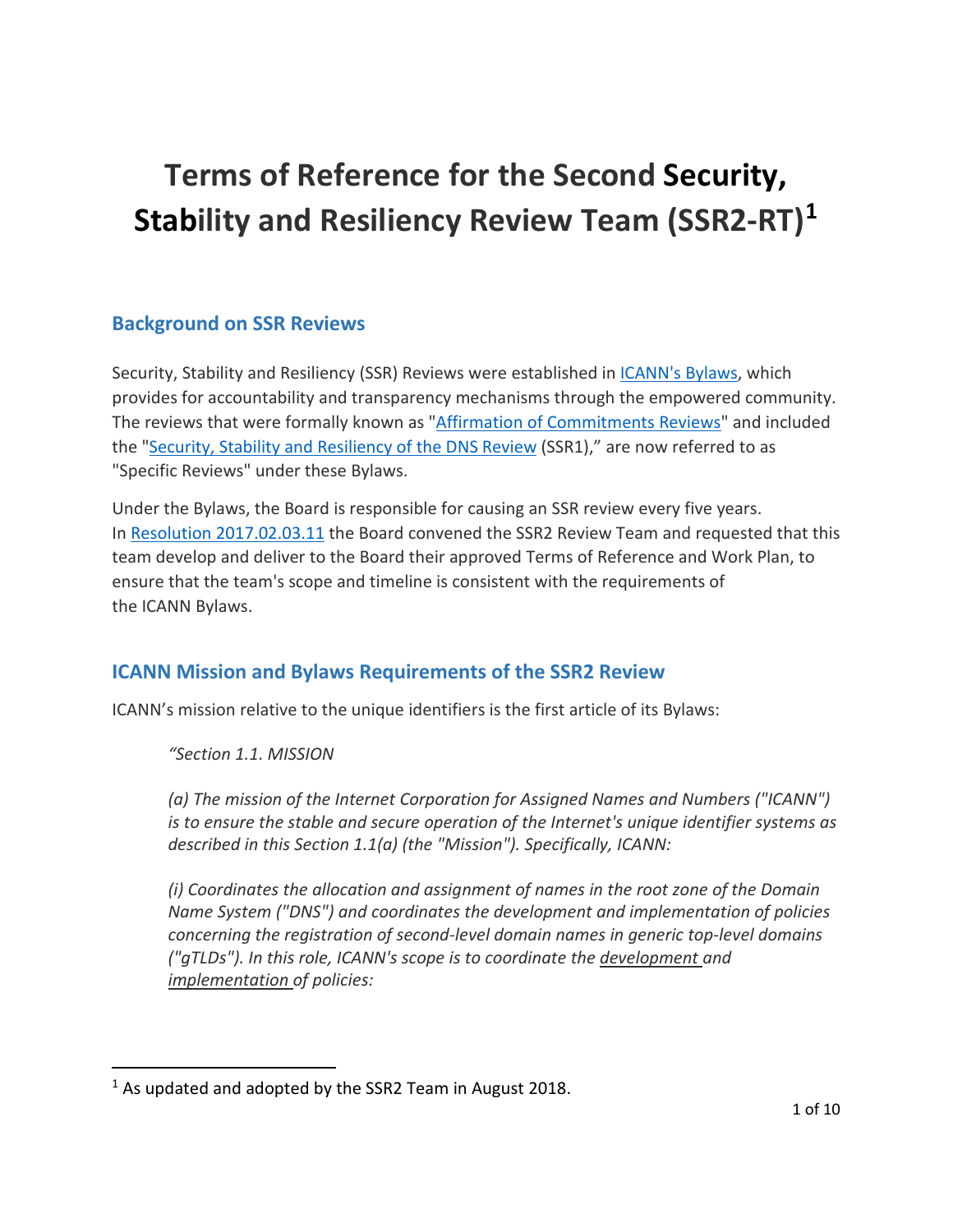# Terms of Reference for the Second Security, Stability and Resiliency Review Team (SSR2-RT)[1]

## Background on SSR Reviews

Security, Stability and Resiliency (SSR) Reviews were established in ICANN's Bylaws, which provides for accountability and transparency mechanisms through the empowered community. The reviews that were formally known as "Affirmation of Commitments Reviews" and included the "Security, Stability and Resiliency of the DNS Review (SSR1)," are now referred to as "Specific Reviews" under these Bylaws.

Under the Bylaws, the Board is responsible for causing an SSR review every five years. In Resolution 2017.02.03.11 the Board convened the SSR2 Review Team and requested that this team develop and deliver to the Board their approved Terms of Reference and Work Plan, to ensure that the team's scope and timeline is consistent with the requirements of the ICANN Bylaws.

## ICANN Mission and Bylaws Requirements of the SSR2 Review

ICANN's mission relative to the unique identifiers is the first article of its Bylaws:

> *"Section 1.1. MISSION*
>
> *(a) The mission of the Internet Corporation for Assigned Names and Numbers ("ICANN") is to ensure the stable and secure operation of the Internet's unique identifier systems as described in this Section 1.1(a) (the "Mission"). Specifically, ICANN:*
>
> *(i) Coordinates the allocation and assignment of names in the root zone of the Domain Name System ("DNS") and coordinates the development and implementation of policies concerning the registration of second-level domain names in generic top-level domains ("gTLDs"). In this role, ICANN's scope is to coordinate the development and implementation of policies:*

[1] As updated and adopted by the SSR2 Team in August 2018.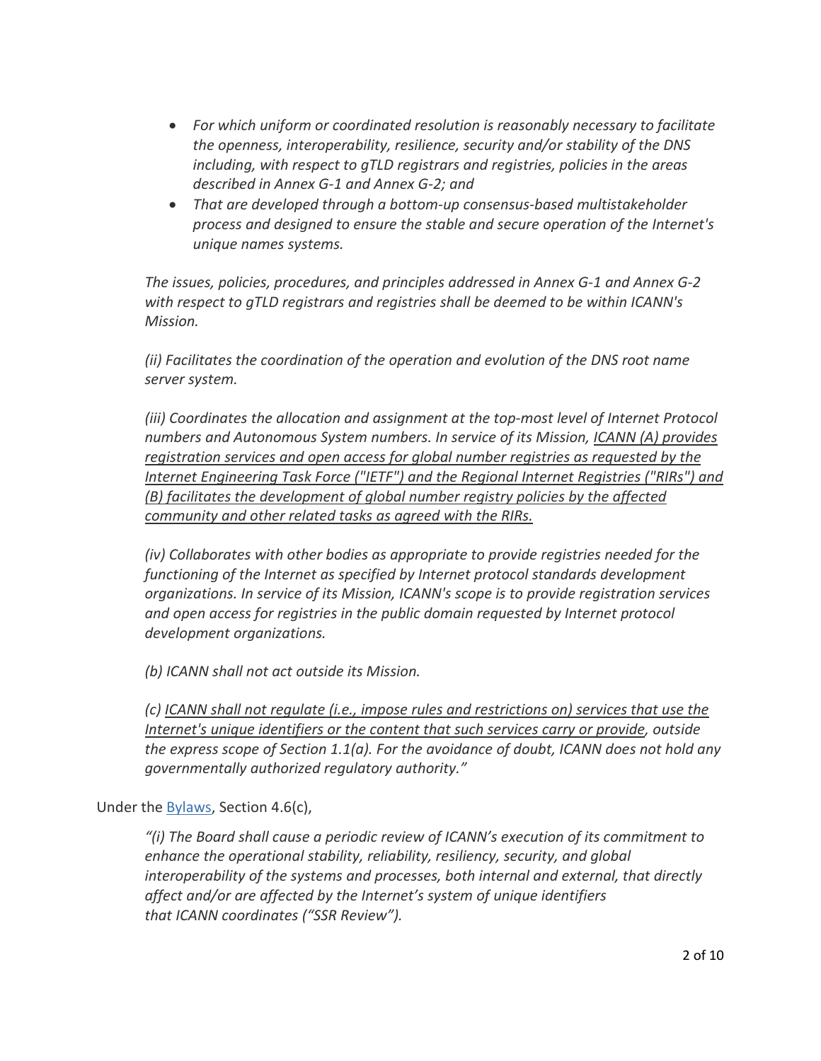- *For which uniform or coordinated resolution is reasonably necessary to facilitate the openness, interoperability, resilience, security and/or stability of the DNS including, with respect to gTLD registrars and registries, policies in the areas described in Annex G-1 and Annex G-2; and*
- *That are developed through a bottom-up consensus-based multistakeholder process and designed to ensure the stable and secure operation of the Internet's unique names systems.*

*The issues, policies, procedures, and principles addressed in Annex G-1 and Annex G-2 with respect to gTLD registrars and registries shall be deemed to be within ICANN's Mission.*

*(ii) Facilitates the coordination of the operation and evolution of the DNS root name server system.*

*(iii) Coordinates the allocation and assignment at the top-most level of Internet Protocol numbers and Autonomous System numbers. In service of its Mission, <u>ICANN (A) provides registration services and open access for global number registries as requested by the Internet Engineering Task Force ("IETF") and the Regional Internet Registries ("RIRs") and (B) facilitates the development of global number registry policies by the affected community and other related tasks as agreed with the RIRs.</u>*

*(iv) Collaborates with other bodies as appropriate to provide registries needed for the functioning of the Internet as specified by Internet protocol standards development organizations. In service of its Mission, ICANN's scope is to provide registration services and open access for registries in the public domain requested by Internet protocol development organizations.*

*(b) ICANN shall not act outside its Mission.*

*(c) <u>ICANN shall not regulate (i.e., impose rules and restrictions on) services that use the Internet's unique identifiers or the content that such services carry or provide</u>, outside the express scope of Section 1.1(a). For the avoidance of doubt, ICANN does not hold any governmentally authorized regulatory authority."*

Under the Bylaws, Section 4.6(c),

*"(i) The Board shall cause a periodic review of ICANN's execution of its commitment to enhance the operational stability, reliability, resiliency, security, and global interoperability of the systems and processes, both internal and external, that directly affect and/or are affected by the Internet's system of unique identifiers that ICANN coordinates ("SSR Review").*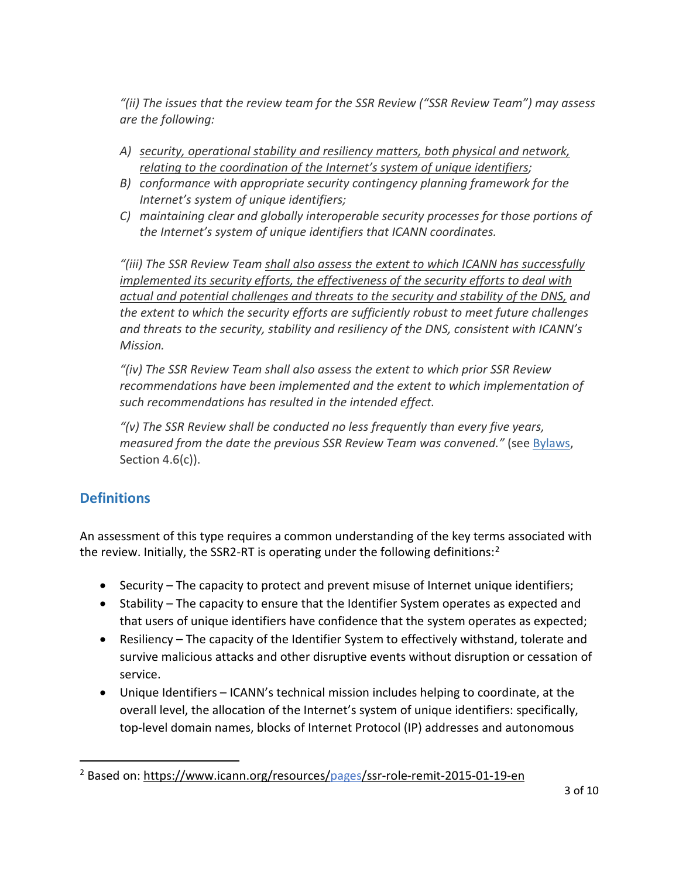*"(ii) The issues that the review team for the SSR Review ("SSR Review Team") may assess are the following:*

*A) security, operational stability and resiliency matters, both physical and network, relating to the coordination of the Internet's system of unique identifiers;*
*B) conformance with appropriate security contingency planning framework for the Internet's system of unique identifiers;*
*C) maintaining clear and globally interoperable security processes for those portions of the Internet's system of unique identifiers that ICANN coordinates.*

*"(iii) The SSR Review Team shall also assess the extent to which ICANN has successfully implemented its security efforts, the effectiveness of the security efforts to deal with actual and potential challenges and threats to the security and stability of the DNS, and the extent to which the security efforts are sufficiently robust to meet future challenges and threats to the security, stability and resiliency of the DNS, consistent with ICANN's Mission.*

*"(iv) The SSR Review Team shall also assess the extent to which prior SSR Review recommendations have been implemented and the extent to which implementation of such recommendations has resulted in the intended effect.*

*"(v) The SSR Review shall be conducted no less frequently than every five years, measured from the date the previous SSR Review Team was convened."* (see Bylaws, Section 4.6(c)).

## Definitions

An assessment of this type requires a common understanding of the key terms associated with the review. Initially, the SSR2-RT is operating under the following definitions:[2]

- Security – The capacity to protect and prevent misuse of Internet unique identifiers;
- Stability – The capacity to ensure that the Identifier System operates as expected and that users of unique identifiers have confidence that the system operates as expected;
- Resiliency – The capacity of the Identifier System to effectively withstand, tolerate and survive malicious attacks and other disruptive events without disruption or cessation of service.
- Unique Identifiers – ICANN's technical mission includes helping to coordinate, at the overall level, the allocation of the Internet's system of unique identifiers: specifically, top-level domain names, blocks of Internet Protocol (IP) addresses and autonomous

[2] Based on: https://www.icann.org/resources/pages/ssr-role-remit-2015-01-19-en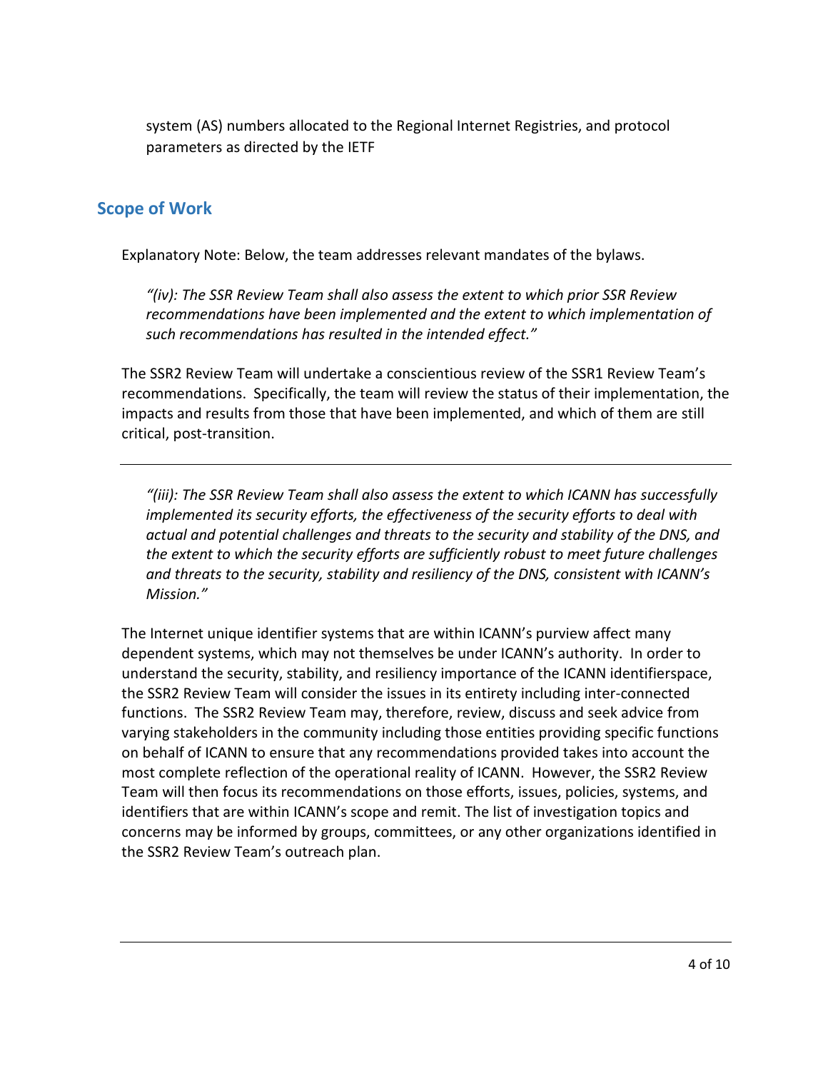system (AS) numbers allocated to the Regional Internet Registries, and protocol parameters as directed by the IETF

## Scope of Work

Explanatory Note: Below, the team addresses relevant mandates of the bylaws.

> *"(iv): The SSR Review Team shall also assess the extent to which prior SSR Review recommendations have been implemented and the extent to which implementation of such recommendations has resulted in the intended effect."*

The SSR2 Review Team will undertake a conscientious review of the SSR1 Review Team's recommendations. Specifically, the team will review the status of their implementation, the impacts and results from those that have been implemented, and which of them are still critical, post-transition.

---

> *"(iii): The SSR Review Team shall also assess the extent to which ICANN has successfully implemented its security efforts, the effectiveness of the security efforts to deal with actual and potential challenges and threats to the security and stability of the DNS, and the extent to which the security efforts are sufficiently robust to meet future challenges and threats to the security, stability and resiliency of the DNS, consistent with ICANN's Mission."*

The Internet unique identifier systems that are within ICANN's purview affect many dependent systems, which may not themselves be under ICANN's authority. In order to understand the security, stability, and resiliency importance of the ICANN identifierspace, the SSR2 Review Team will consider the issues in its entirety including inter-connected functions. The SSR2 Review Team may, therefore, review, discuss and seek advice from varying stakeholders in the community including those entities providing specific functions on behalf of ICANN to ensure that any recommendations provided takes into account the most complete reflection of the operational reality of ICANN. However, the SSR2 Review Team will then focus its recommendations on those efforts, issues, policies, systems, and identifiers that are within ICANN's scope and remit. The list of investigation topics and concerns may be informed by groups, committees, or any other organizations identified in the SSR2 Review Team's outreach plan.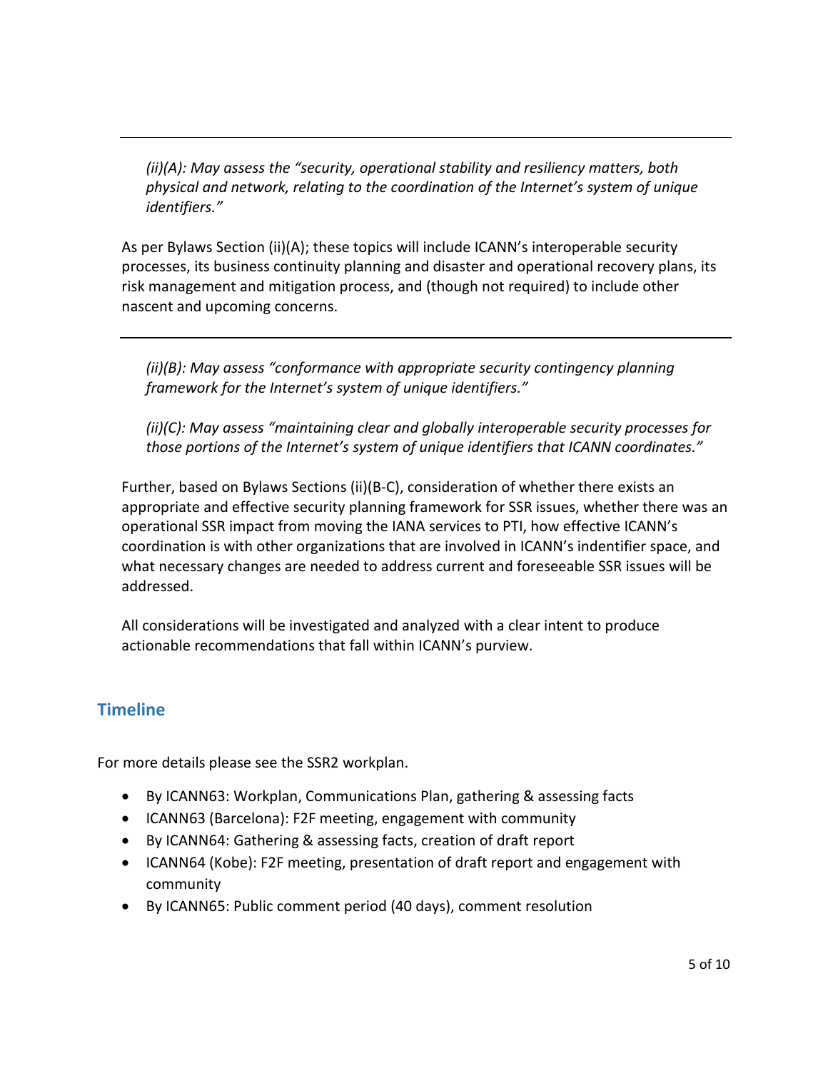*(ii)(A): May assess the "security, operational stability and resiliency matters, both physical and network, relating to the coordination of the Internet's system of unique identifiers."*

As per Bylaws Section (ii)(A); these topics will include ICANN's interoperable security processes, its business continuity planning and disaster and operational recovery plans, its risk management and mitigation process, and (though not required) to include other nascent and upcoming concerns.

---

*(ii)(B): May assess "conformance with appropriate security contingency planning framework for the Internet's system of unique identifiers."*

*(ii)(C): May assess "maintaining clear and globally interoperable security processes for those portions of the Internet's system of unique identifiers that ICANN coordinates."*

Further, based on Bylaws Sections (ii)(B-C), consideration of whether there exists an appropriate and effective security planning framework for SSR issues, whether there was an operational SSR impact from moving the IANA services to PTI, how effective ICANN's coordination is with other organizations that are involved in ICANN's indentifier space, and what necessary changes are needed to address current and foreseeable SSR issues will be addressed.

All considerations will be investigated and analyzed with a clear intent to produce actionable recommendations that fall within ICANN's purview.

## Timeline

For more details please see the SSR2 workplan.

- By ICANN63: Workplan, Communications Plan, gathering & assessing facts
- ICANN63 (Barcelona): F2F meeting, engagement with community
- By ICANN64: Gathering & assessing facts, creation of draft report
- ICANN64 (Kobe): F2F meeting, presentation of draft report and engagement with community
- By ICANN65: Public comment period (40 days), comment resolution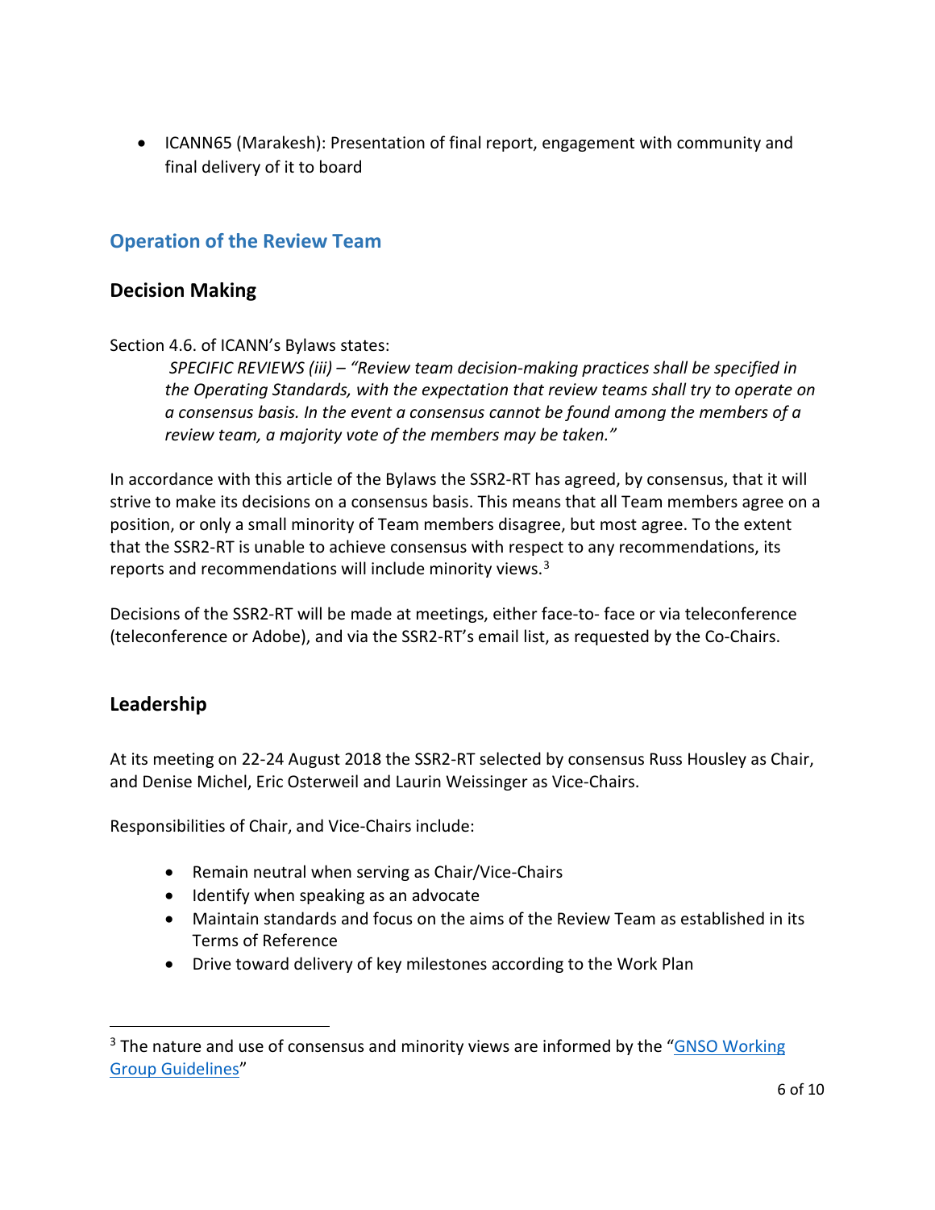- ICANN65 (Marakesh): Presentation of final report, engagement with community and final delivery of it to board

## Operation of the Review Team

### Decision Making

Section 4.6. of ICANN's Bylaws states:

> *SPECIFIC REVIEWS (iii) – "Review team decision-making practices shall be specified in the Operating Standards, with the expectation that review teams shall try to operate on a consensus basis. In the event a consensus cannot be found among the members of a review team, a majority vote of the members may be taken."*

In accordance with this article of the Bylaws the SSR2-RT has agreed, by consensus, that it will strive to make its decisions on a consensus basis. This means that all Team members agree on a position, or only a small minority of Team members disagree, but most agree. To the extent that the SSR2-RT is unable to achieve consensus with respect to any recommendations, its reports and recommendations will include minority views.[3]

Decisions of the SSR2-RT will be made at meetings, either face-to- face or via teleconference (teleconference or Adobe), and via the SSR2-RT's email list, as requested by the Co-Chairs.

### Leadership

At its meeting on 22-24 August 2018 the SSR2-RT selected by consensus Russ Housley as Chair, and Denise Michel, Eric Osterweil and Laurin Weissinger as Vice-Chairs.

Responsibilities of Chair, and Vice-Chairs include:

- Remain neutral when serving as Chair/Vice-Chairs
- Identify when speaking as an advocate
- Maintain standards and focus on the aims of the Review Team as established in its Terms of Reference
- Drive toward delivery of key milestones according to the Work Plan

[3] The nature and use of consensus and minority views are informed by the "GNSO Working Group Guidelines"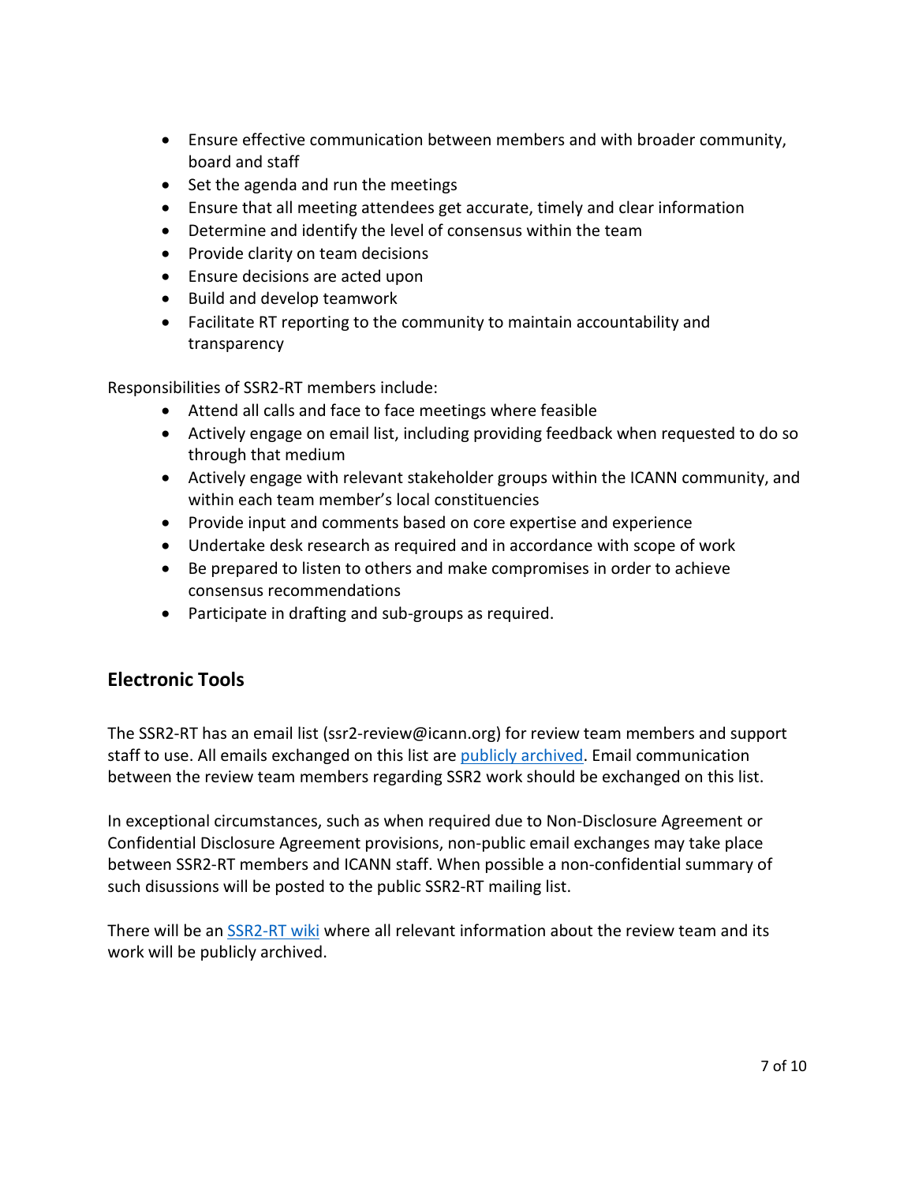- Ensure effective communication between members and with broader community, board and staff
- Set the agenda and run the meetings
- Ensure that all meeting attendees get accurate, timely and clear information
- Determine and identify the level of consensus within the team
- Provide clarity on team decisions
- Ensure decisions are acted upon
- Build and develop teamwork
- Facilitate RT reporting to the community to maintain accountability and transparency

Responsibilities of SSR2-RT members include:

- Attend all calls and face to face meetings where feasible
- Actively engage on email list, including providing feedback when requested to do so through that medium
- Actively engage with relevant stakeholder groups within the ICANN community, and within each team member's local constituencies
- Provide input and comments based on core expertise and experience
- Undertake desk research as required and in accordance with scope of work
- Be prepared to listen to others and make compromises in order to achieve consensus recommendations
- Participate in drafting and sub-groups as required.

## Electronic Tools

The SSR2-RT has an email list (ssr2-review@icann.org) for review team members and support staff to use. All emails exchanged on this list are publicly archived. Email communication between the review team members regarding SSR2 work should be exchanged on this list.

In exceptional circumstances, such as when required due to Non-Disclosure Agreement or Confidential Disclosure Agreement provisions, non-public email exchanges may take place between SSR2-RT members and ICANN staff. When possible a non-confidential summary of such disussions will be posted to the public SSR2-RT mailing list.

There will be an SSR2-RT wiki where all relevant information about the review team and its work will be publicly archived.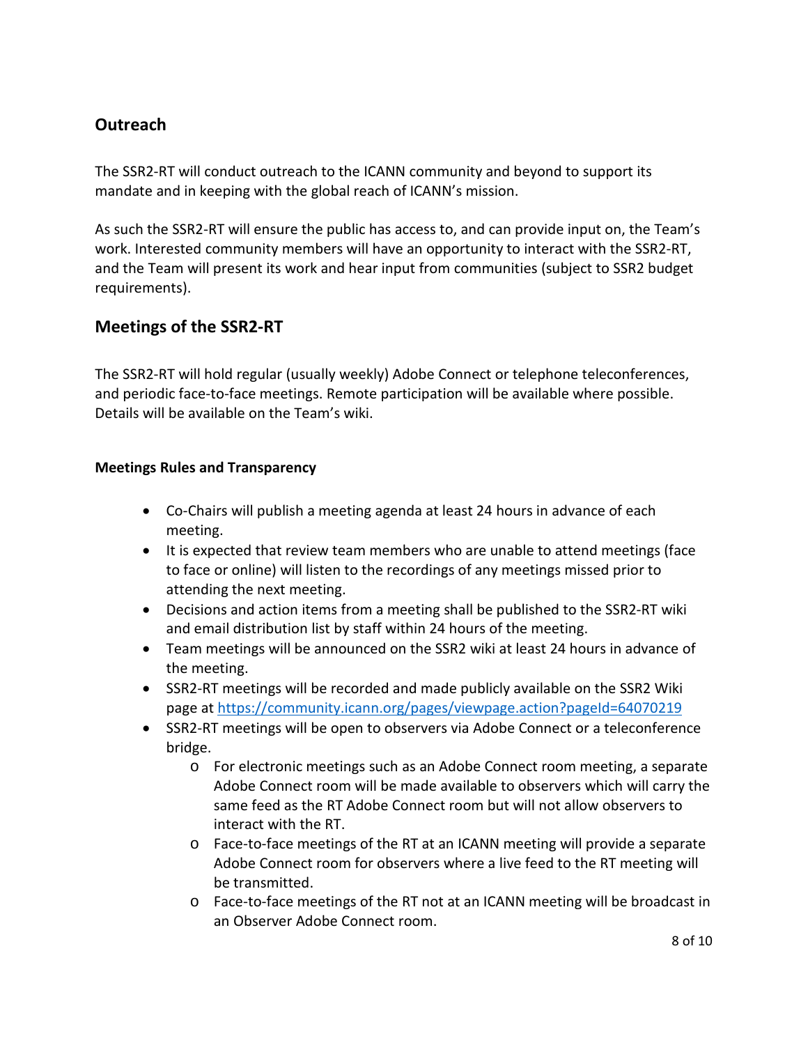## Outreach

The SSR2-RT will conduct outreach to the ICANN community and beyond to support its mandate and in keeping with the global reach of ICANN's mission.

As such the SSR2-RT will ensure the public has access to, and can provide input on, the Team's work. Interested community members will have an opportunity to interact with the SSR2-RT, and the Team will present its work and hear input from communities (subject to SSR2 budget requirements).

## Meetings of the SSR2-RT

The SSR2-RT will hold regular (usually weekly) Adobe Connect or telephone teleconferences, and periodic face-to-face meetings. Remote participation will be available where possible. Details will be available on the Team's wiki.

### Meetings Rules and Transparency

- Co-Chairs will publish a meeting agenda at least 24 hours in advance of each meeting.
- It is expected that review team members who are unable to attend meetings (face to face or online) will listen to the recordings of any meetings missed prior to attending the next meeting.
- Decisions and action items from a meeting shall be published to the SSR2-RT wiki and email distribution list by staff within 24 hours of the meeting.
- Team meetings will be announced on the SSR2 wiki at least 24 hours in advance of the meeting.
- SSR2-RT meetings will be recorded and made publicly available on the SSR2 Wiki page at https://community.icann.org/pages/viewpage.action?pageId=64070219
- SSR2-RT meetings will be open to observers via Adobe Connect or a teleconference bridge.
  - For electronic meetings such as an Adobe Connect room meeting, a separate Adobe Connect room will be made available to observers which will carry the same feed as the RT Adobe Connect room but will not allow observers to interact with the RT.
  - Face-to-face meetings of the RT at an ICANN meeting will provide a separate Adobe Connect room for observers where a live feed to the RT meeting will be transmitted.
  - Face-to-face meetings of the RT not at an ICANN meeting will be broadcast in an Observer Adobe Connect room.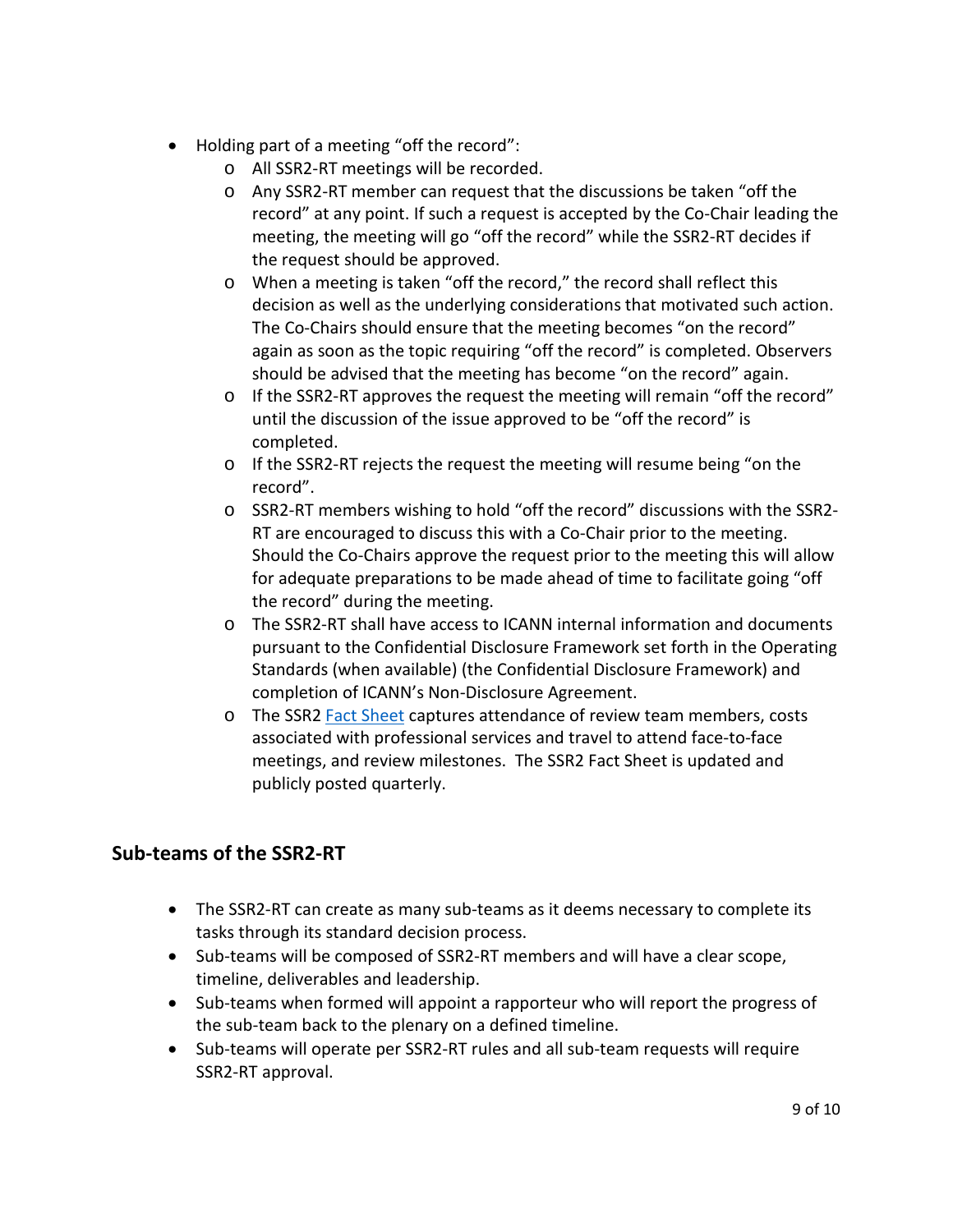- Holding part of a meeting “off the record”:
  - All SSR2-RT meetings will be recorded.
  - Any SSR2-RT member can request that the discussions be taken “off the record” at any point. If such a request is accepted by the Co-Chair leading the meeting, the meeting will go “off the record” while the SSR2-RT decides if the request should be approved.
  - When a meeting is taken “off the record,” the record shall reflect this decision as well as the underlying considerations that motivated such action. The Co-Chairs should ensure that the meeting becomes “on the record” again as soon as the topic requiring “off the record” is completed. Observers should be advised that the meeting has become “on the record” again.
  - If the SSR2-RT approves the request the meeting will remain “off the record” until the discussion of the issue approved to be “off the record” is completed.
  - If the SSR2-RT rejects the request the meeting will resume being “on the record”.
  - SSR2-RT members wishing to hold “off the record” discussions with the SSR2-RT are encouraged to discuss this with a Co-Chair prior to the meeting. Should the Co-Chairs approve the request prior to the meeting this will allow for adequate preparations to be made ahead of time to facilitate going “off the record” during the meeting.
  - The SSR2-RT shall have access to ICANN internal information and documents pursuant to the Confidential Disclosure Framework set forth in the Operating Standards (when available) (the Confidential Disclosure Framework) and completion of ICANN’s Non-Disclosure Agreement.
  - The SSR2 Fact Sheet captures attendance of review team members, costs associated with professional services and travel to attend face-to-face meetings, and review milestones. The SSR2 Fact Sheet is updated and publicly posted quarterly.

## Sub-teams of the SSR2-RT

- The SSR2-RT can create as many sub-teams as it deems necessary to complete its tasks through its standard decision process.
- Sub-teams will be composed of SSR2-RT members and will have a clear scope, timeline, deliverables and leadership.
- Sub-teams when formed will appoint a rapporteur who will report the progress of the sub-team back to the plenary on a defined timeline.
- Sub-teams will operate per SSR2-RT rules and all sub-team requests will require SSR2-RT approval.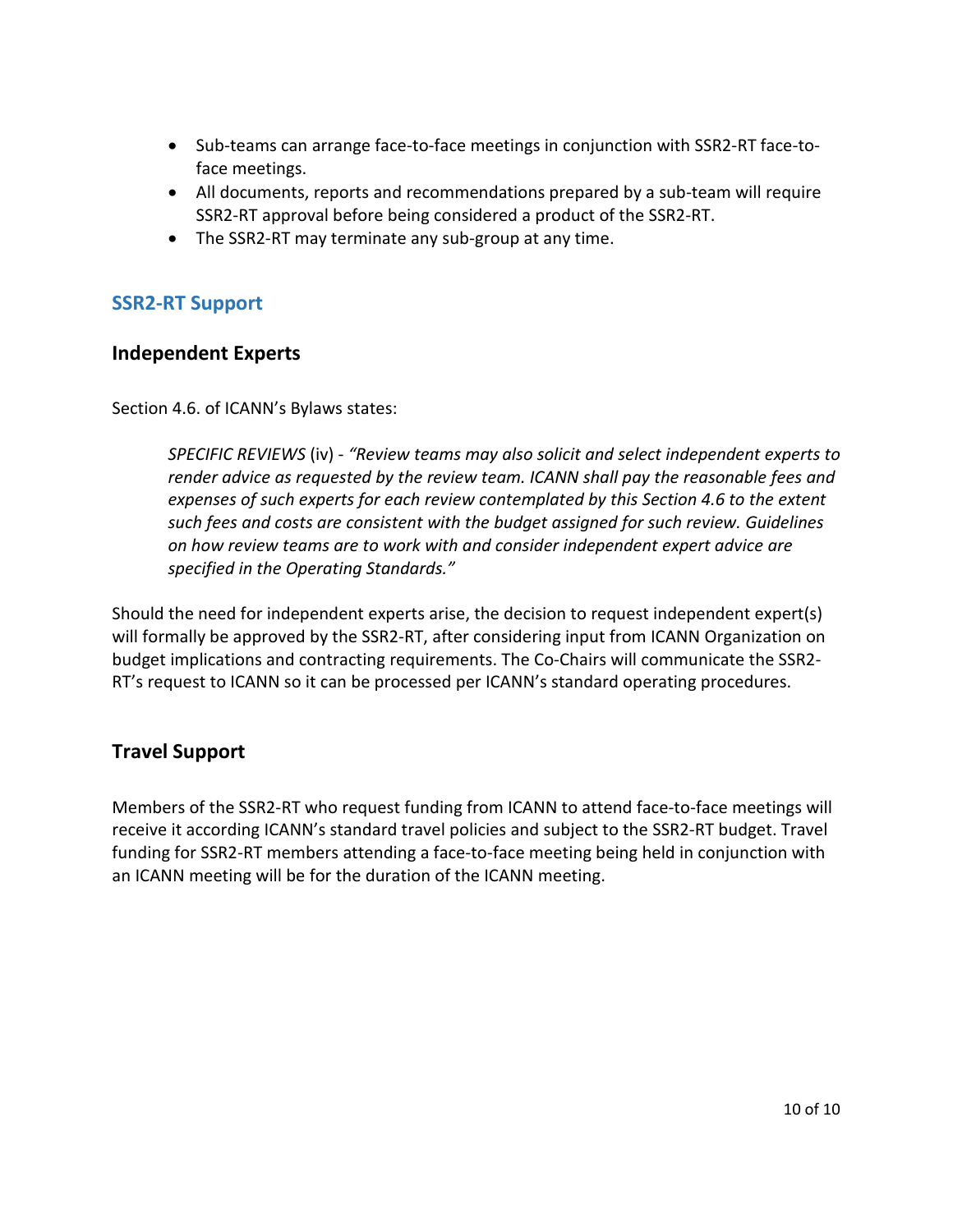- Sub-teams can arrange face-to-face meetings in conjunction with SSR2-RT face-to-face meetings.
- All documents, reports and recommendations prepared by a sub-team will require SSR2-RT approval before being considered a product of the SSR2-RT.
- The SSR2-RT may terminate any sub-group at any time.

## SSR2-RT Support

### Independent Experts

Section 4.6. of ICANN's Bylaws states:

> *SPECIFIC REVIEWS* (iv) - *"Review teams may also solicit and select independent experts to render advice as requested by the review team. ICANN shall pay the reasonable fees and expenses of such experts for each review contemplated by this Section 4.6 to the extent such fees and costs are consistent with the budget assigned for such review. Guidelines on how review teams are to work with and consider independent expert advice are specified in the Operating Standards."*

Should the need for independent experts arise, the decision to request independent expert(s) will formally be approved by the SSR2-RT, after considering input from ICANN Organization on budget implications and contracting requirements. The Co-Chairs will communicate the SSR2-RT's request to ICANN so it can be processed per ICANN's standard operating procedures.

### Travel Support

Members of the SSR2-RT who request funding from ICANN to attend face-to-face meetings will receive it according ICANN's standard travel policies and subject to the SSR2-RT budget. Travel funding for SSR2-RT members attending a face-to-face meeting being held in conjunction with an ICANN meeting will be for the duration of the ICANN meeting.